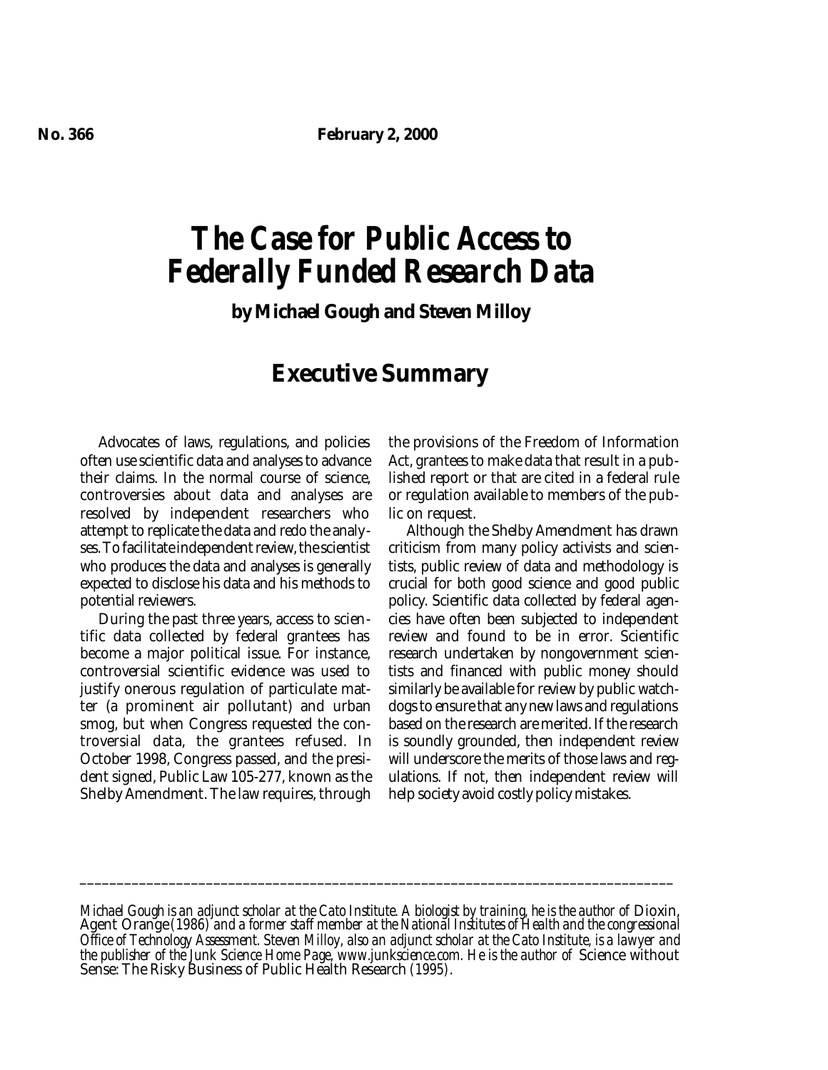**No. 366** **February 2, 2000**

# *The Case for Public Access to Federally Funded Research Data*

**by Michael Gough and Steven Milloy**

## Executive Summary

Advocates of laws, regulations, and policies often use scientific data and analyses to advance their claims. In the normal course of science, controversies about data and analyses are resolved by independent researchers who attempt to replicate the data and redo the analyses. To facilitate independent review, the scientist who produces the data and analyses is generally expected to disclose his data and his methods to potential reviewers.

During the past three years, access to scientific data collected by federal grantees has become a major political issue. For instance, controversial scientific evidence was used to justify onerous regulation of particulate matter (a prominent air pollutant) and urban smog, but when Congress requested the controversial data, the grantees refused. In October 1998, Congress passed, and the president signed, Public Law 105-277, known as the Shelby Amendment. The law requires, through the provisions of the Freedom of Information Act, grantees to make data that result in a published report or that are cited in a federal rule or regulation available to members of the public on request.

Although the Shelby Amendment has drawn criticism from many policy activists and scientists, public review of data and methodology is crucial for both good science and good public policy. Scientific data collected by federal agencies have often been subjected to independent review and found to be in error. Scientific research undertaken by nongovernment scientists and financed with public money should similarly be available for review by public watchdogs to ensure that any new laws and regulations based on the research are merited. If the research is soundly grounded, then independent review will underscore the merits of those laws and regulations. If not, then independent review will help society avoid costly policy mistakes.

---

*Michael Gough is an adjunct scholar at the Cato Institute. A biologist by training, he is the author of* Dioxin, Agent Orange *(1986) and a former staff member at the National Institutes of Health and the congressional Office of Technology Assessment. Steven Milloy, also an adjunct scholar at the Cato Institute, is a lawyer and the publisher of the Junk Science Home Page, www.junkscience.com. He is the author of* Science without Sense: The Risky Business of Public Health Research *(1995).*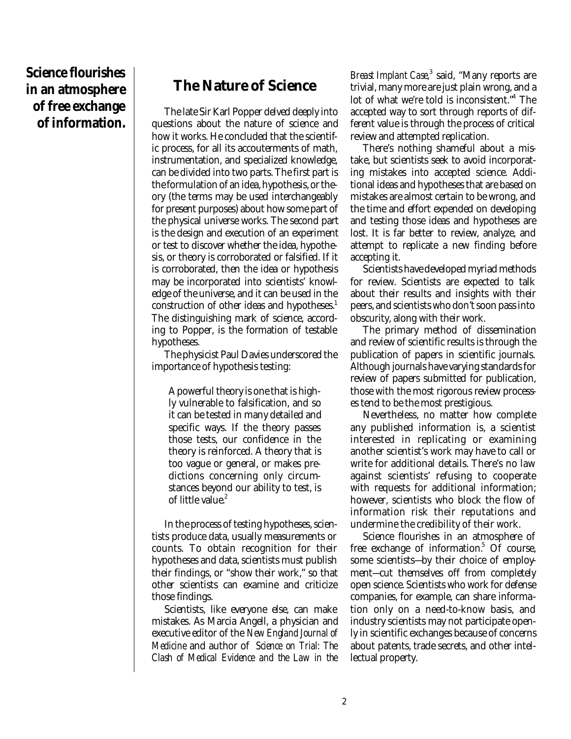**Science flourishes in an atmosphere of free exchange of information.**

## The Nature of Science

The late Sir Karl Popper delved deeply into questions about the nature of science and how it works. He concluded that the scientific process, for all its accouterments of math, instrumentation, and specialized knowledge, can be divided into two parts. The first part is the formulation of an idea, hypothesis, or theory (the terms may be used interchangeably for present purposes) about how some part of the physical universe works. The second part is the design and execution of an experiment or test to discover whether the idea, hypothesis, or theory is corroborated or falsified. If it is corroborated, then the idea or hypothesis may be incorporated into scientists' knowledge of the universe, and it can be used in the construction of other ideas and hypotheses.[1] The distinguishing mark of science, according to Popper, is the formation of testable hypotheses.

The physicist Paul Davies underscored the importance of hypothesis testing:

> A powerful theory is one that is highly vulnerable to falsification, and so it can be tested in many detailed and specific ways. If the theory passes those tests, our confidence in the theory is reinforced. A theory that is too vague or general, or makes predictions concerning only circumstances beyond our ability to test, is of little value.[2]

In the process of testing hypotheses, scientists produce data, usually measurements or counts. To obtain recognition for their hypotheses and data, scientists must publish their findings, or "show their work," so that other scientists can examine and criticize those findings.

Scientists, like everyone else, can make mistakes. As Marcia Angell, a physician and executive editor of the *New England Journal of Medicine* and author of *Science on Trial: The Clash of Medical Evidence and the Law in the Breast Implant Case*,[3] said, "Many reports are trivial, many more are just plain wrong, and a lot of what we're told is inconsistent."[4] The accepted way to sort through reports of different value is through the process of critical review and attempted replication.

There's nothing shameful about a mistake, but scientists seek to avoid incorporating mistakes into accepted science. Additional ideas and hypotheses that are based on mistakes are almost certain to be wrong, and the time and effort expended on developing and testing those ideas and hypotheses are lost. It is far better to review, analyze, and attempt to replicate a new finding before accepting it.

Scientists have developed myriad methods for review. Scientists are expected to talk about their results and insights with their peers, and scientists who don't soon pass into obscurity, along with their work.

The primary method of dissemination and review of scientific results is through the publication of papers in scientific journals. Although journals have varying standards for review of papers submitted for publication, those with the most rigorous review processes tend to be the most prestigious.

Nevertheless, no matter how complete any published information is, a scientist interested in replicating or examining another scientist's work may have to call or write for additional details. There's no law against scientists' refusing to cooperate with requests for additional information; however, scientists who block the flow of information risk their reputations and undermine the credibility of their work.

Science flourishes in an atmosphere of free exchange of information.[5] Of course, some scientists—by their choice of employment—cut themselves off from completely open science. Scientists who work for defense companies, for example, can share information only on a need-to-know basis, and industry scientists may not participate openly in scientific exchanges because of concerns about patents, trade secrets, and other intellectual property.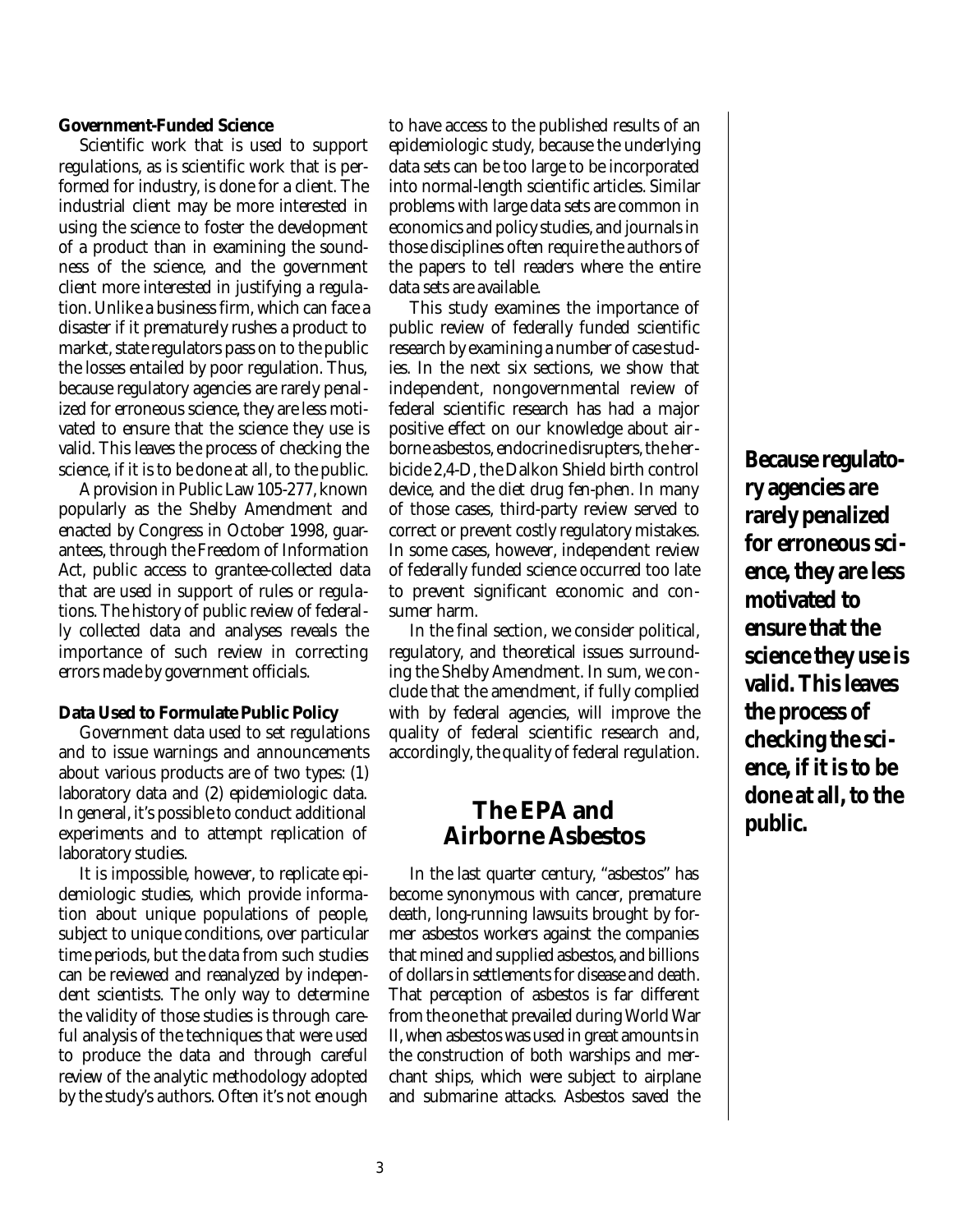### Government-Funded Science

Scientific work that is used to support regulations, as is scientific work that is performed for industry, is done for a client. The industrial client may be more interested in using the science to foster the development of a product than in examining the soundness of the science, and the government client more interested in justifying a regulation. Unlike a business firm, which can face a disaster if it prematurely rushes a product to market, state regulators pass on to the public the losses entailed by poor regulation. Thus, because regulatory agencies are rarely penalized for erroneous science, they are less motivated to ensure that the science they use is valid. This leaves the process of checking the science, if it is to be done at all, to the public.

A provision in Public Law 105-277, known popularly as the Shelby Amendment and enacted by Congress in October 1998, guarantees, through the Freedom of Information Act, public access to grantee-collected data that are used in support of rules or regulations. The history of public review of federally collected data and analyses reveals the importance of such review in correcting errors made by government officials.

### Data Used to Formulate Public Policy

Government data used to set regulations and to issue warnings and announcements about various products are of two types: (1) laboratory data and (2) epidemiologic data. In general, it's possible to conduct additional experiments and to attempt replication of laboratory studies.

It is impossible, however, to replicate epidemiologic studies, which provide information about unique populations of people, subject to unique conditions, over particular time periods, but the data from such studies can be reviewed and reanalyzed by independent scientists. The only way to determine the validity of those studies is through careful analysis of the techniques that were used to produce the data and through careful review of the analytic methodology adopted by the study's authors. Often it's not enough to have access to the published results of an epidemiologic study, because the underlying data sets can be too large to be incorporated into normal-length scientific articles. Similar problems with large data sets are common in economics and policy studies, and journals in those disciplines often require the authors of the papers to tell readers where the entire data sets are available.

This study examines the importance of public review of federally funded scientific research by examining a number of case studies. In the next six sections, we show that independent, nongovernmental review of federal scientific research has had a major positive effect on our knowledge about airborne asbestos, endocrine disrupters, the herbicide 2,4-D, the Dalkon Shield birth control device, and the diet drug fen-phen. In many of those cases, third-party review served to correct or prevent costly regulatory mistakes. In some cases, however, independent review of federally funded science occurred too late to prevent significant economic and consumer harm.

In the final section, we consider political, regulatory, and theoretical issues surrounding the Shelby Amendment. In sum, we conclude that the amendment, if fully complied with by federal agencies, will improve the quality of federal scientific research and, accordingly, the quality of federal regulation.

**Because regulatory agencies are rarely penalized for erroneous science, they are less motivated to ensure that the science they use is valid. This leaves the process of checking the science, if it is to be done at all, to the public.**

## The EPA and Airborne Asbestos

In the last quarter century, "asbestos" has become synonymous with cancer, premature death, long-running lawsuits brought by former asbestos workers against the companies that mined and supplied asbestos, and billions of dollars in settlements for disease and death. That perception of asbestos is far different from the one that prevailed during World War II, when asbestos was used in great amounts in the construction of both warships and merchant ships, which were subject to airplane and submarine attacks. Asbestos saved the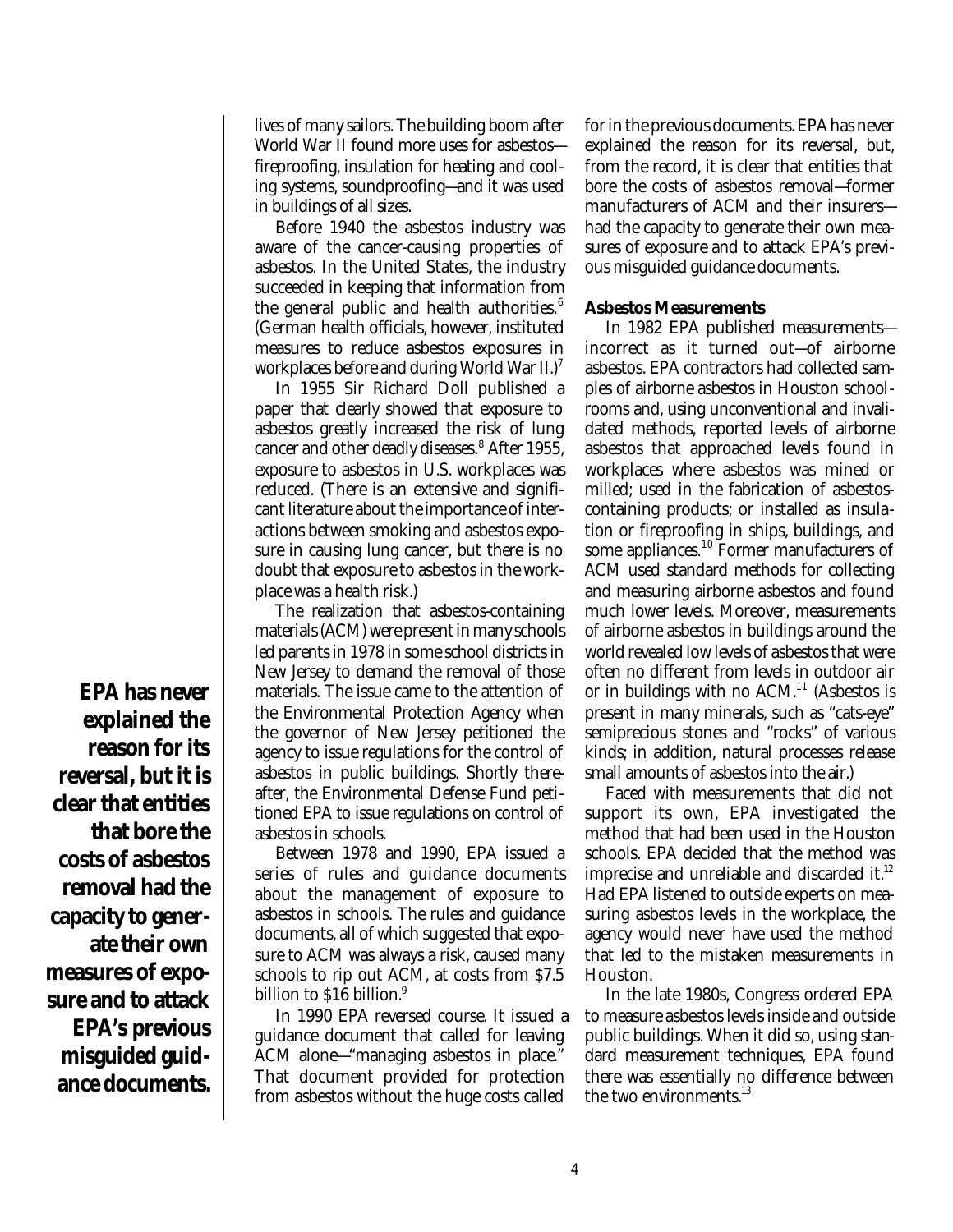lives of many sailors. The building boom after World War II found more uses for asbestos—fireproofing, insulation for heating and cooling systems, soundproofing—and it was used in buildings of all sizes.

Before 1940 the asbestos industry was aware of the cancer-causing properties of asbestos. In the United States, the industry succeeded in keeping that information from the general public and health authorities.[6] (German health officials, however, instituted measures to reduce asbestos exposures in workplaces before and during World War II.)[7]

In 1955 Sir Richard Doll published a paper that clearly showed that exposure to asbestos greatly increased the risk of lung cancer and other deadly diseases.[8] After 1955, exposure to asbestos in U.S. workplaces was reduced. (There is an extensive and significant literature about the importance of interactions between smoking and asbestos exposure in causing lung cancer, but there is no doubt that exposure to asbestos in the workplace was a health risk.)

The realization that asbestos-containing materials (ACM) were present in many schools led parents in 1978 in some school districts in New Jersey to demand the removal of those materials. The issue came to the attention of the Environmental Protection Agency when the governor of New Jersey petitioned the agency to issue regulations for the control of asbestos in public buildings. Shortly thereafter, the Environmental Defense Fund petitioned EPA to issue regulations on control of asbestos in schools.

Between 1978 and 1990, EPA issued a series of rules and guidance documents about the management of exposure to asbestos in schools. The rules and guidance documents, all of which suggested that exposure to ACM was always a risk, caused many schools to rip out ACM, at costs from $7.5 billion to $16 billion.[9]

In 1990 EPA reversed course. It issued a guidance document that called for leaving ACM alone—"managing asbestos in place." That document provided for protection from asbestos without the huge costs called for in the previous documents. EPA has never explained the reason for its reversal, but, from the record, it is clear that entities that bore the costs of asbestos removal—former manufacturers of ACM and their insurers—had the capacity to generate their own measures of exposure and to attack EPA's previous misguided guidance documents.

**EPA has never explained the reason for its reversal, but it is clear that entities that bore the costs of asbestos removal had the capacity to generate their own measures of exposure and to attack EPA's previous misguided guidance documents.**

### Asbestos Measurements

In 1982 EPA published measurements—incorrect as it turned out—of airborne asbestos. EPA contractors had collected samples of airborne asbestos in Houston schoolrooms and, using unconventional and invalidated methods, reported levels of airborne asbestos that approached levels found in workplaces where asbestos was mined or milled; used in the fabrication of asbestos-containing products; or installed as insulation or fireproofing in ships, buildings, and some appliances.[10] Former manufacturers of ACM used standard methods for collecting and measuring airborne asbestos and found much lower levels. Moreover, measurements of airborne asbestos in buildings around the world revealed low levels of asbestos that were often no different from levels in outdoor air or in buildings with no ACM.[11] (Asbestos is present in many minerals, such as "cats-eye" semiprecious stones and "rocks" of various kinds; in addition, natural processes release small amounts of asbestos into the air.)

Faced with measurements that did not support its own, EPA investigated the method that had been used in the Houston schools. EPA decided that the method was imprecise and unreliable and discarded it.[12] Had EPA listened to outside experts on measuring asbestos levels in the workplace, the agency would never have used the method that led to the mistaken measurements in Houston.

In the late 1980s, Congress ordered EPA to measure asbestos levels inside and outside public buildings. When it did so, using standard measurement techniques, EPA found there was essentially no difference between the two environments.[13]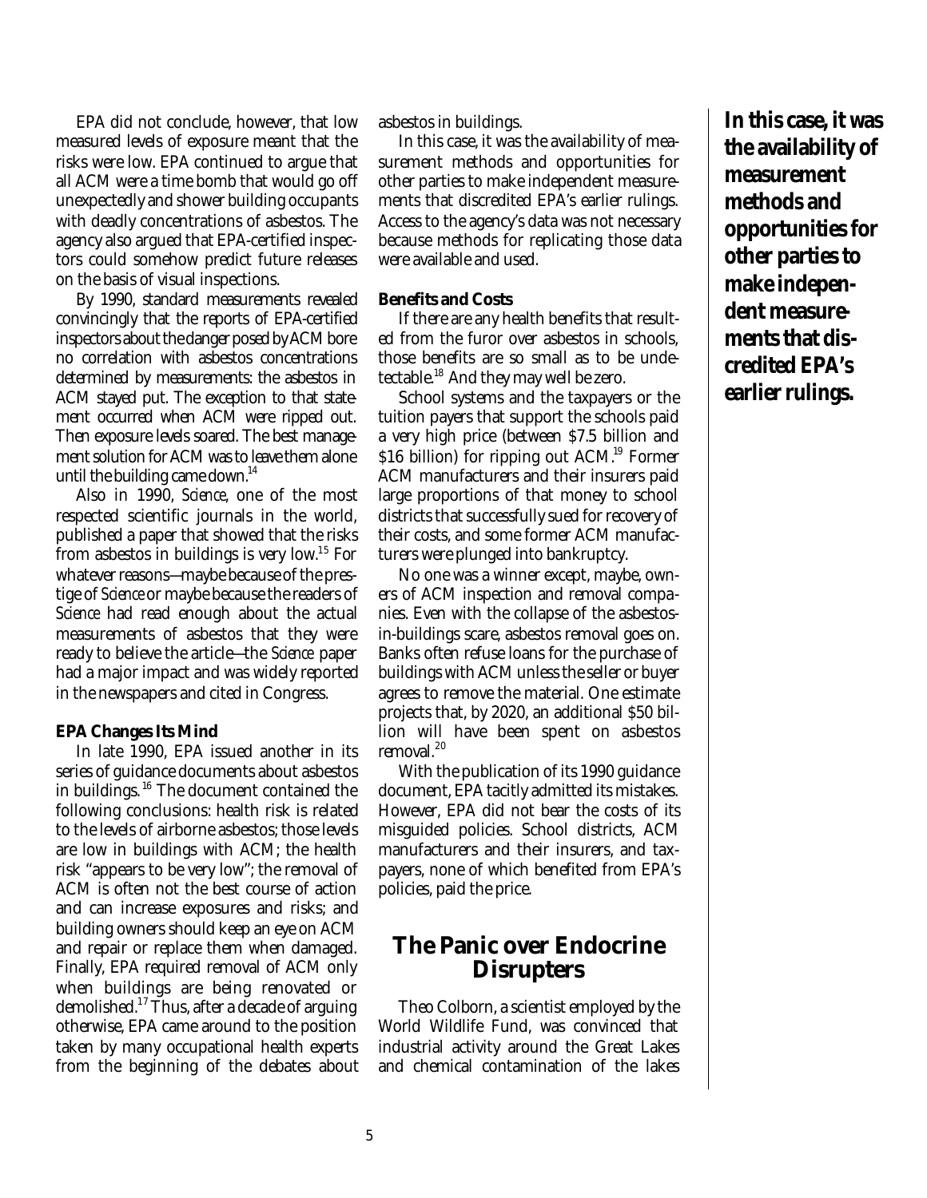EPA did not conclude, however, that low measured levels of exposure meant that the risks were low. EPA continued to argue that all ACM were a time bomb that would go off unexpectedly and shower building occupants with deadly concentrations of asbestos. The agency also argued that EPA-certified inspectors could somehow predict future releases on the basis of visual inspections.

By 1990, standard measurements revealed convincingly that the reports of EPA-certified inspectors about the danger posed by ACM bore no correlation with asbestos concentrations determined by measurements: the asbestos in ACM stayed put. The exception to that statement occurred when ACM were ripped out. Then exposure levels soared. The best management solution for ACM was to leave them alone until the building came down.[14]

Also in 1990, *Science*, one of the most respected scientific journals in the world, published a paper that showed that the risks from asbestos in buildings is very low.[15] For whatever reasons—maybe because of the prestige of *Science* or maybe because the readers of *Science* had read enough about the actual measurements of asbestos that they were ready to believe the article—the *Science* paper had a major impact and was widely reported in the newspapers and cited in Congress.

**EPA Changes Its Mind**

In late 1990, EPA issued another in its series of guidance documents about asbestos in buildings.[16] The document contained the following conclusions: health risk is related to the levels of airborne asbestos; those levels are low in buildings with ACM; the health risk "appears to be very low"; the removal of ACM is often not the best course of action and can increase exposures and risks; and building owners should keep an eye on ACM and repair or replace them when damaged. Finally, EPA required removal of ACM only when buildings are being renovated or demolished.[17] Thus, after a decade of arguing otherwise, EPA came around to the position taken by many occupational health experts from the beginning of the debates about asbestos in buildings.

In this case, it was the availability of measurement methods and opportunities for other parties to make independent measurements that discredited EPA's earlier rulings. Access to the agency's data was not necessary because methods for replicating those data were available and used.

**Benefits and Costs**

If there are any health benefits that resulted from the furor over asbestos in schools, those benefits are so small as to be undetectable.[18] And they may well be zero.

School systems and the taxpayers or the tuition payers that support the schools paid a very high price (between $7.5 billion and $16 billion) for ripping out ACM.[19] Former ACM manufacturers and their insurers paid large proportions of that money to school districts that successfully sued for recovery of their costs, and some former ACM manufacturers were plunged into bankruptcy.

No one was a winner except, maybe, owners of ACM inspection and removal companies. Even with the collapse of the asbestos-in-buildings scare, asbestos removal goes on. Banks often refuse loans for the purchase of buildings with ACM unless the seller or buyer agrees to remove the material. One estimate projects that, by 2020, an additional $50 billion will have been spent on asbestos removal.[20]

With the publication of its 1990 guidance document, EPA tacitly admitted its mistakes. However, EPA did not bear the costs of its misguided policies. School districts, ACM manufacturers and their insurers, and taxpayers, none of which benefited from EPA's policies, paid the price.

**In this case, it was the availability of measurement methods and opportunities for other parties to make independent measurements that discredited EPA's earlier rulings.**

## The Panic over Endocrine Disrupters

Theo Colborn, a scientist employed by the World Wildlife Fund, was convinced that industrial activity around the Great Lakes and chemical contamination of the lakes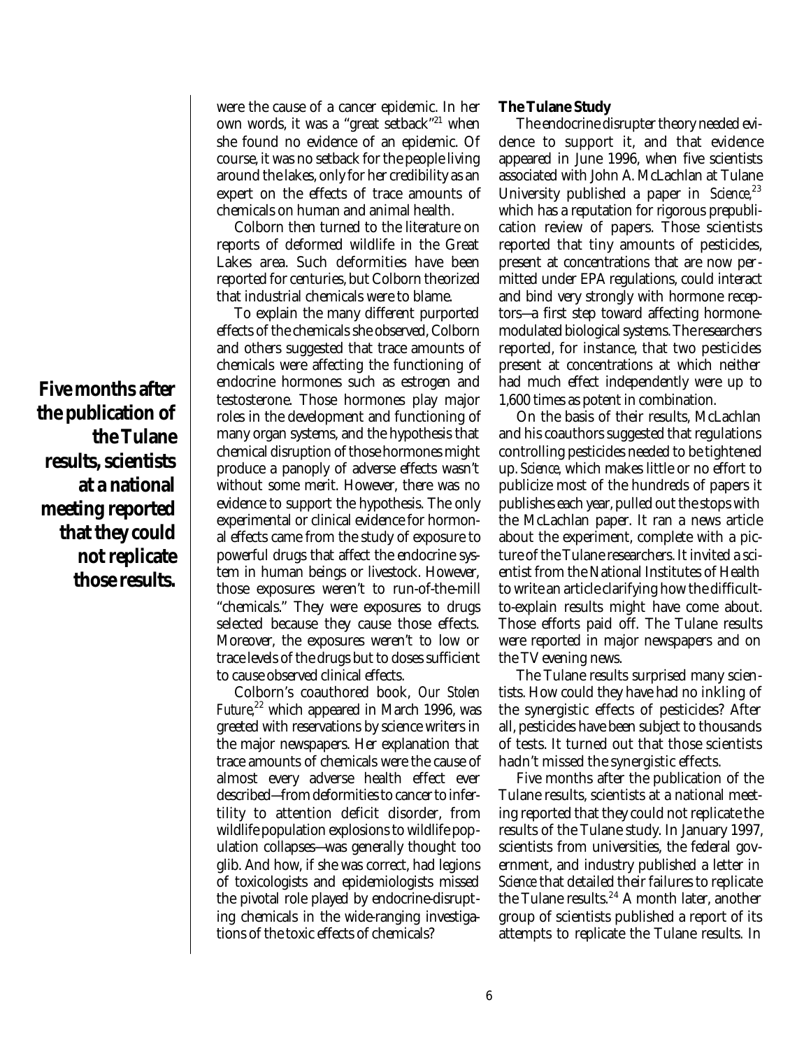were the cause of a cancer epidemic. In her own words, it was a "great setback"[21] when she found no evidence of an epidemic. Of course, it was no setback for the people living around the lakes, only for her credibility as an expert on the effects of trace amounts of chemicals on human and animal health.

Colborn then turned to the literature on reports of deformed wildlife in the Great Lakes area. Such deformities have been reported for centuries, but Colborn theorized that industrial chemicals were to blame.

To explain the many different purported effects of the chemicals she observed, Colborn and others suggested that trace amounts of chemicals were affecting the functioning of endocrine hormones such as estrogen and testosterone. Those hormones play major roles in the development and functioning of many organ systems, and the hypothesis that chemical disruption of those hormones might produce a panoply of adverse effects wasn't without some merit. However, there was no evidence to support the hypothesis. The only experimental or clinical evidence for hormonal effects came from the study of exposure to powerful drugs that affect the endocrine system in human beings or livestock. However, those exposures weren't to run-of-the-mill "chemicals." They were exposures to drugs selected because they cause those effects. Moreover, the exposures weren't to low or trace levels of the drugs but to doses sufficient to cause observed clinical effects.

Colborn's coauthored book, *Our Stolen Future*,[22] which appeared in March 1996, was greeted with reservations by science writers in the major newspapers. Her explanation that trace amounts of chemicals were the cause of almost every adverse health effect ever described—from deformities to cancer to infertility to attention deficit disorder, from wildlife population explosions to wildlife population collapses—was generally thought too glib. And how, if she was correct, had legions of toxicologists and epidemiologists missed the pivotal role played by endocrine-disrupting chemicals in the wide-ranging investigations of the toxic effects of chemicals?

**Five months after the publication of the Tulane results, scientists at a national meeting reported that they could not replicate those results.**

### The Tulane Study

The endocrine disrupter theory needed evidence to support it, and that evidence appeared in June 1996, when five scientists associated with John A. McLachlan at Tulane University published a paper in *Science*,[23] which has a reputation for rigorous prepublication review of papers. Those scientists reported that tiny amounts of pesticides, present at concentrations that are now permitted under EPA regulations, could interact and bind very strongly with hormone receptors—a first step toward affecting hormone-modulated biological systems. The researchers reported, for instance, that two pesticides present at concentrations at which neither had much effect independently were up to 1,600 times as potent in combination.

On the basis of their results, McLachlan and his coauthors suggested that regulations controlling pesticides needed to be tightened up. *Science*, which makes little or no effort to publicize most of the hundreds of papers it publishes each year, pulled out the stops with the McLachlan paper. It ran a news article about the experiment, complete with a picture of the Tulane researchers. It invited a scientist from the National Institutes of Health to write an article clarifying how the difficult-to-explain results might have come about. Those efforts paid off. The Tulane results were reported in major newspapers and on the TV evening news.

The Tulane results surprised many scientists. How could they have had no inkling of the synergistic effects of pesticides? After all, pesticides have been subject to thousands of tests. It turned out that those scientists hadn't missed the synergistic effects.

Five months after the publication of the Tulane results, scientists at a national meeting reported that they could not replicate the results of the Tulane study. In January 1997, scientists from universities, the federal government, and industry published a letter in *Science* that detailed their failures to replicate the Tulane results.[24] A month later, another group of scientists published a report of its attempts to replicate the Tulane results. In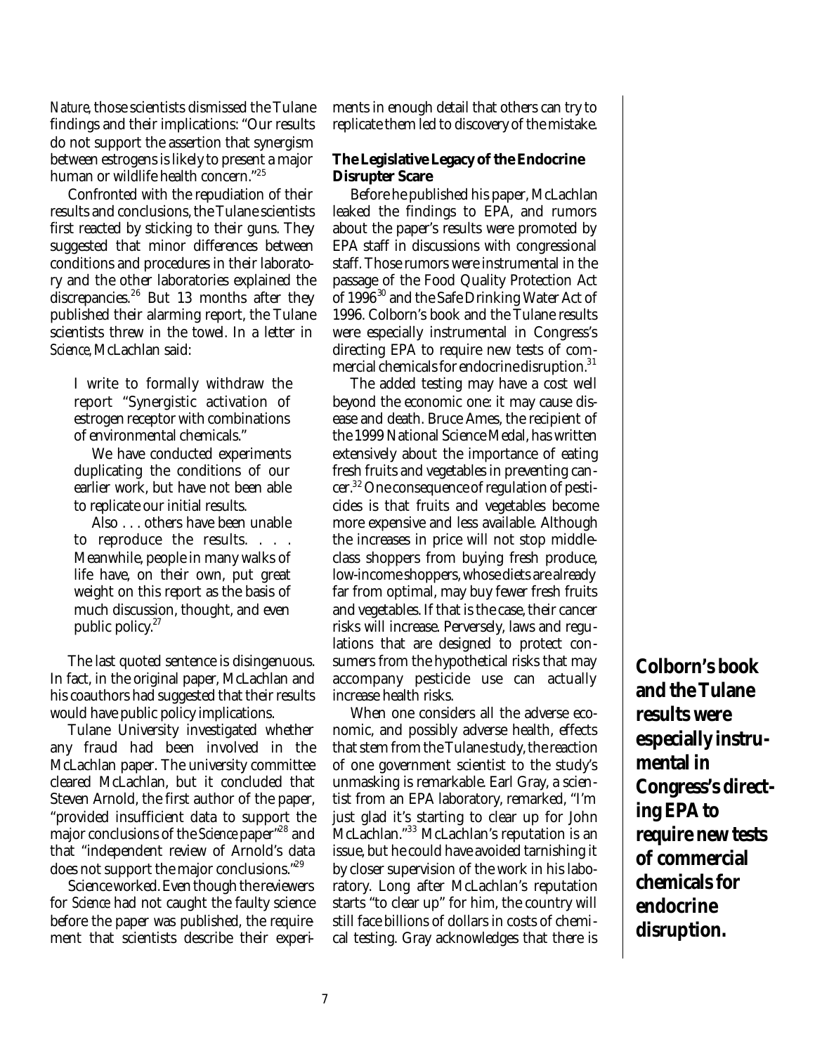*Nature*, those scientists dismissed the Tulane findings and their implications: "Our results do not support the assertion that synergism between estrogens is likely to present a major human or wildlife health concern."[25]

Confronted with the repudiation of their results and conclusions, the Tulane scientists first reacted by sticking to their guns. They suggested that minor differences between conditions and procedures in their laboratory and the other laboratories explained the discrepancies.[26] But 13 months after they published their alarming report, the Tulane scientists threw in the towel. In a letter in *Science*, McLachlan said:

> I write to formally withdraw the report "Synergistic activation of estrogen receptor with combinations of environmental chemicals."
>
> We have conducted experiments duplicating the conditions of our earlier work, but have not been able to replicate our initial results.
>
> Also . . . others have been unable to reproduce the results. . . . Meanwhile, people in many walks of life have, on their own, put great weight on this report as the basis of much discussion, thought, and even public policy.[27]

The last quoted sentence is disingenuous. In fact, in the original paper, McLachlan and his coauthors had suggested that their results would have public policy implications.

Tulane University investigated whether any fraud had been involved in the McLachlan paper. The university committee cleared McLachlan, but it concluded that Steven Arnold, the first author of the paper, "provided insufficient data to support the major conclusions of the *Science* paper"[28] and that "independent review of Arnold's data does not support the major conclusions."[29]

Science worked. Even though the reviewers for *Science* had not caught the faulty science before the paper was published, the requirement that scientists describe their experiments in enough detail that others can try to replicate them led to discovery of the mistake.

### The Legislative Legacy of the Endocrine Disrupter Scare

Before he published his paper, McLachlan leaked the findings to EPA, and rumors about the paper's results were promoted by EPA staff in discussions with congressional staff. Those rumors were instrumental in the passage of the Food Quality Protection Act of 1996[30] and the Safe Drinking Water Act of 1996. Colborn's book and the Tulane results were especially instrumental in Congress's directing EPA to require new tests of commercial chemicals for endocrine disruption.[31]

The added testing may have a cost well beyond the economic one: it may cause disease and death. Bruce Ames, the recipient of the 1999 National Science Medal, has written extensively about the importance of eating fresh fruits and vegetables in preventing cancer.[32] One consequence of regulation of pesticides is that fruits and vegetables become more expensive and less available. Although the increases in price will not stop middle-class shoppers from buying fresh produce, low-income shoppers, whose diets are already far from optimal, may buy fewer fresh fruits and vegetables. If that is the case, their cancer risks will increase. Perversely, laws and regulations that are designed to protect consumers from the hypothetical risks that may accompany pesticide use can actually increase health risks.

When one considers all the adverse economic, and possibly adverse health, effects that stem from the Tulane study, the reaction of one government scientist to the study's unmasking is remarkable. Earl Gray, a scientist from an EPA laboratory, remarked, "I'm just glad it's starting to clear up for John McLachlan."[33] McLachlan's reputation is an issue, but he could have avoided tarnishing it by closer supervision of the work in his laboratory. Long after McLachlan's reputation starts "to clear up" for him, the country will still face billions of dollars in costs of chemical testing. Gray acknowledges that there is

**Colborn's book and the Tulane results were especially instrumental in Congress's directing EPA to require new tests of commercial chemicals for endocrine disruption.**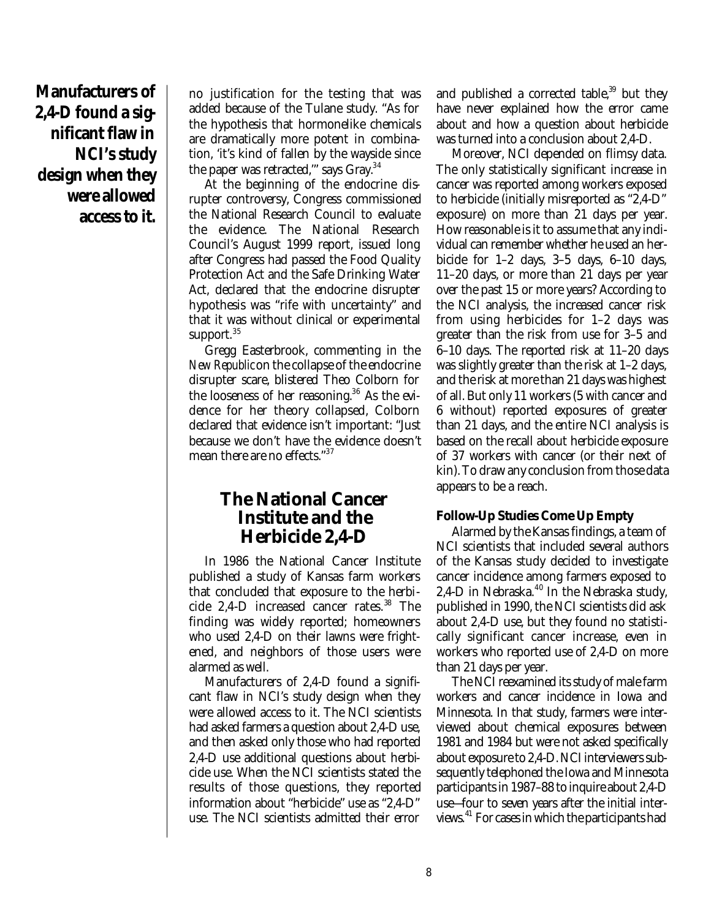**Manufacturers of 2,4-D found a significant flaw in NCI's study design when they were allowed access to it.**

no justification for the testing that was added because of the Tulane study. "As for the hypothesis that hormonelike chemicals are dramatically more potent in combination, 'it's kind of fallen by the wayside since the paper was retracted,'" says Gray.[34]

At the beginning of the endocrine disrupter controversy, Congress commissioned the National Research Council to evaluate the evidence. The National Research Council's August 1999 report, issued long after Congress had passed the Food Quality Protection Act and the Safe Drinking Water Act, declared that the endocrine disrupter hypothesis was "rife with uncertainty" and that it was without clinical or experimental support.[35]

Gregg Easterbrook, commenting in the *New Republic* on the collapse of the endocrine disrupter scare, blistered Theo Colborn for the looseness of her reasoning.[36] As the evidence for her theory collapsed, Colborn declared that evidence isn't important: "Just because we don't have the evidence doesn't mean there are no effects."[37]

## The National Cancer Institute and the Herbicide 2,4-D

In 1986 the National Cancer Institute published a study of Kansas farm workers that concluded that exposure to the herbicide 2,4-D increased cancer rates.[38] The finding was widely reported; homeowners who used 2,4-D on their lawns were frightened, and neighbors of those users were alarmed as well.

Manufacturers of 2,4-D found a significant flaw in NCI's study design when they were allowed access to it. The NCI scientists had asked farmers a question about 2,4-D use, and then asked only those who had reported 2,4-D use additional questions about herbicide use. When the NCI scientists stated the results of those questions, they reported information about "herbicide" use as "2,4-D" use. The NCI scientists admitted their error and published a corrected table,[39] but they have never explained how the error came about and how a question about herbicide was turned into a conclusion about 2,4-D.

Moreover, NCI depended on flimsy data. The only statistically significant increase in cancer was reported among workers exposed to herbicide (initially misreported as "2,4-D" exposure) on more than 21 days per year. How reasonable is it to assume that any individual can remember whether he used an herbicide for 1–2 days, 3–5 days, 6–10 days, 11–20 days, or more than 21 days per year over the past 15 or more years? According to the NCI analysis, the increased cancer risk from using herbicides for 1–2 days was greater than the risk from use for 3–5 and 6–10 days. The reported risk at 11–20 days was slightly greater than the risk at 1–2 days, and the risk at more than 21 days was highest of all. But only 11 workers (5 with cancer and 6 without) reported exposures of greater than 21 days, and the entire NCI analysis is based on the recall about herbicide exposure of 37 workers with cancer (or their next of kin). To draw any conclusion from those data appears to be a reach.

### Follow-Up Studies Come Up Empty

Alarmed by the Kansas findings, a team of NCI scientists that included several authors of the Kansas study decided to investigate cancer incidence among farmers exposed to 2,4-D in Nebraska.[40] In the Nebraska study, published in 1990, the NCI scientists did ask about 2,4-D use, but they found no statistically significant cancer increase, even in workers who reported use of 2,4-D on more than 21 days per year.

The NCI reexamined its study of male farm workers and cancer incidence in Iowa and Minnesota. In that study, farmers were interviewed about chemical exposures between 1981 and 1984 but were not asked specifically about exposure to 2,4-D. NCI interviewers subsequently telephoned the Iowa and Minnesota participants in 1987–88 to inquire about 2,4-D use—four to seven years after the initial interviews.[41] For cases in which the participants had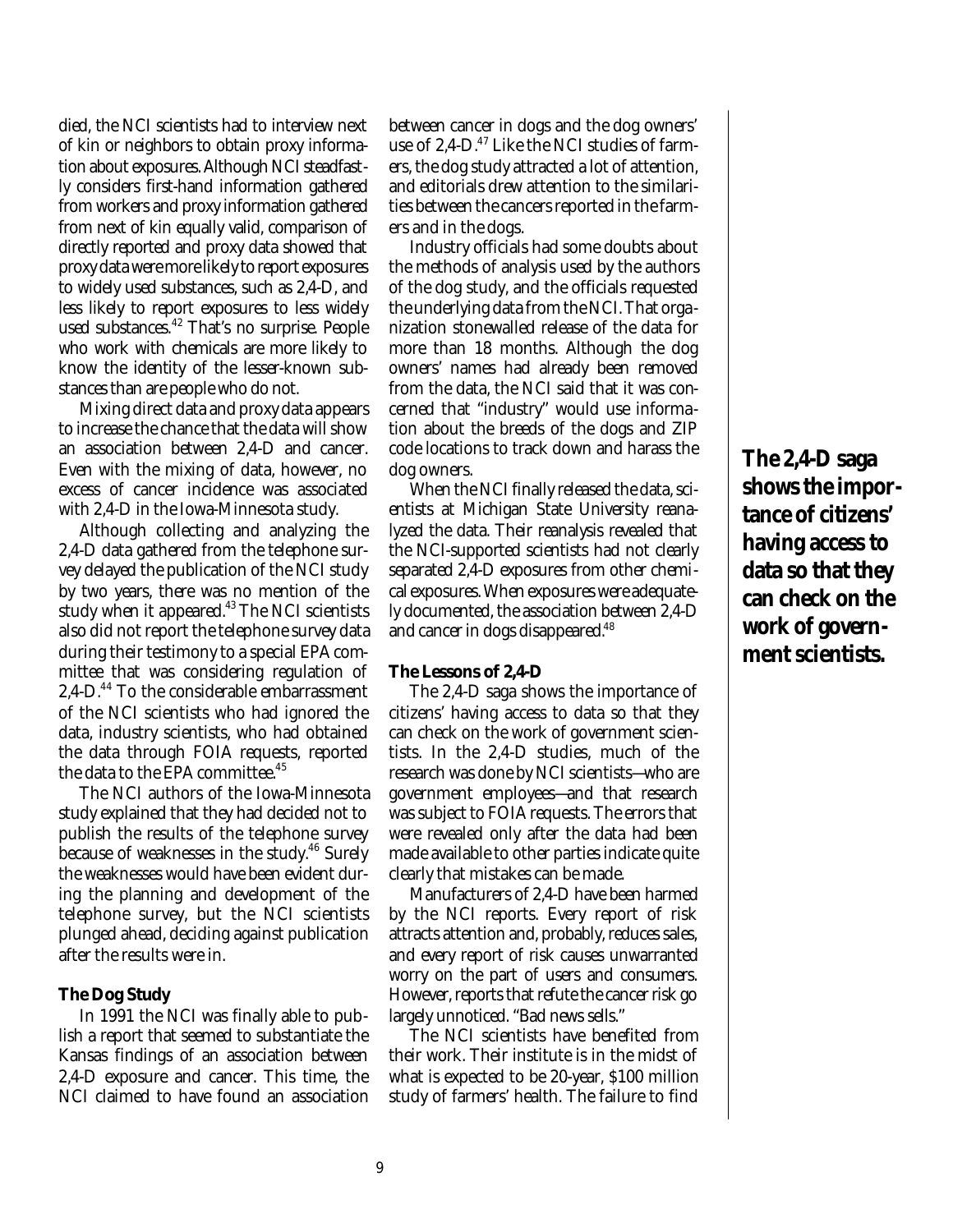died, the NCI scientists had to interview next of kin or neighbors to obtain proxy information about exposures. Although NCI steadfastly considers first-hand information gathered from workers and proxy information gathered from next of kin equally valid, comparison of directly reported and proxy data showed that proxy data were more likely to report exposures to widely used substances, such as 2,4-D, and less likely to report exposures to less widely used substances.[42] That's no surprise. People who work with chemicals are more likely to know the identity of the lesser-known substances than are people who do not.

Mixing direct data and proxy data appears to increase the chance that the data will show an association between 2,4-D and cancer. Even with the mixing of data, however, no excess of cancer incidence was associated with 2,4-D in the Iowa-Minnesota study.

Although collecting and analyzing the 2,4-D data gathered from the telephone survey delayed the publication of the NCI study by two years, there was no mention of the study when it appeared.[43] The NCI scientists also did not report the telephone survey data during their testimony to a special EPA committee that was considering regulation of 2,4-D.[44] To the considerable embarrassment of the NCI scientists who had ignored the data, industry scientists, who had obtained the data through FOIA requests, reported the data to the EPA committee.[45]

The NCI authors of the Iowa-Minnesota study explained that they had decided not to publish the results of the telephone survey because of weaknesses in the study.[46] Surely the weaknesses would have been evident during the planning and development of the telephone survey, but the NCI scientists plunged ahead, deciding against publication after the results were in.

### The Dog Study

In 1991 the NCI was finally able to publish a report that seemed to substantiate the Kansas findings of an association between 2,4-D exposure and cancer. This time, the NCI claimed to have found an association between cancer in dogs and the dog owners' use of 2,4-D.[47] Like the NCI studies of farmers, the dog study attracted a lot of attention, and editorials drew attention to the similarities between the cancers reported in the farmers and in the dogs.

Industry officials had some doubts about the methods of analysis used by the authors of the dog study, and the officials requested the underlying data from the NCI. That organization stonewalled release of the data for more than 18 months. Although the dog owners' names had already been removed from the data, the NCI said that it was concerned that "industry" would use information about the breeds of the dogs and ZIP code locations to track down and harass the dog owners.

When the NCI finally released the data, scientists at Michigan State University reanalyzed the data. Their reanalysis revealed that the NCI-supported scientists had not clearly separated 2,4-D exposures from other chemical exposures. When exposures were adequately documented, the association between 2,4-D and cancer in dogs disappeared.[48]

### The Lessons of 2,4-D

The 2,4-D saga shows the importance of citizens' having access to data so that they can check on the work of government scientists. In the 2,4-D studies, much of the research was done by NCI scientists—who are government employees—and that research was subject to FOIA requests. The errors that were revealed only after the data had been made available to other parties indicate quite clearly that mistakes can be made.

Manufacturers of 2,4-D have been harmed by the NCI reports. Every report of risk attracts attention and, probably, reduces sales, and every report of risk causes unwarranted worry on the part of users and consumers. However, reports that refute the cancer risk go largely unnoticed. "Bad news sells."

The NCI scientists have benefited from their work. Their institute is in the midst of what is expected to be 20-year, $100 million study of farmers' health. The failure to find

**The 2,4-D saga shows the importance of citizens' having access to data so that they can check on the work of government scientists.**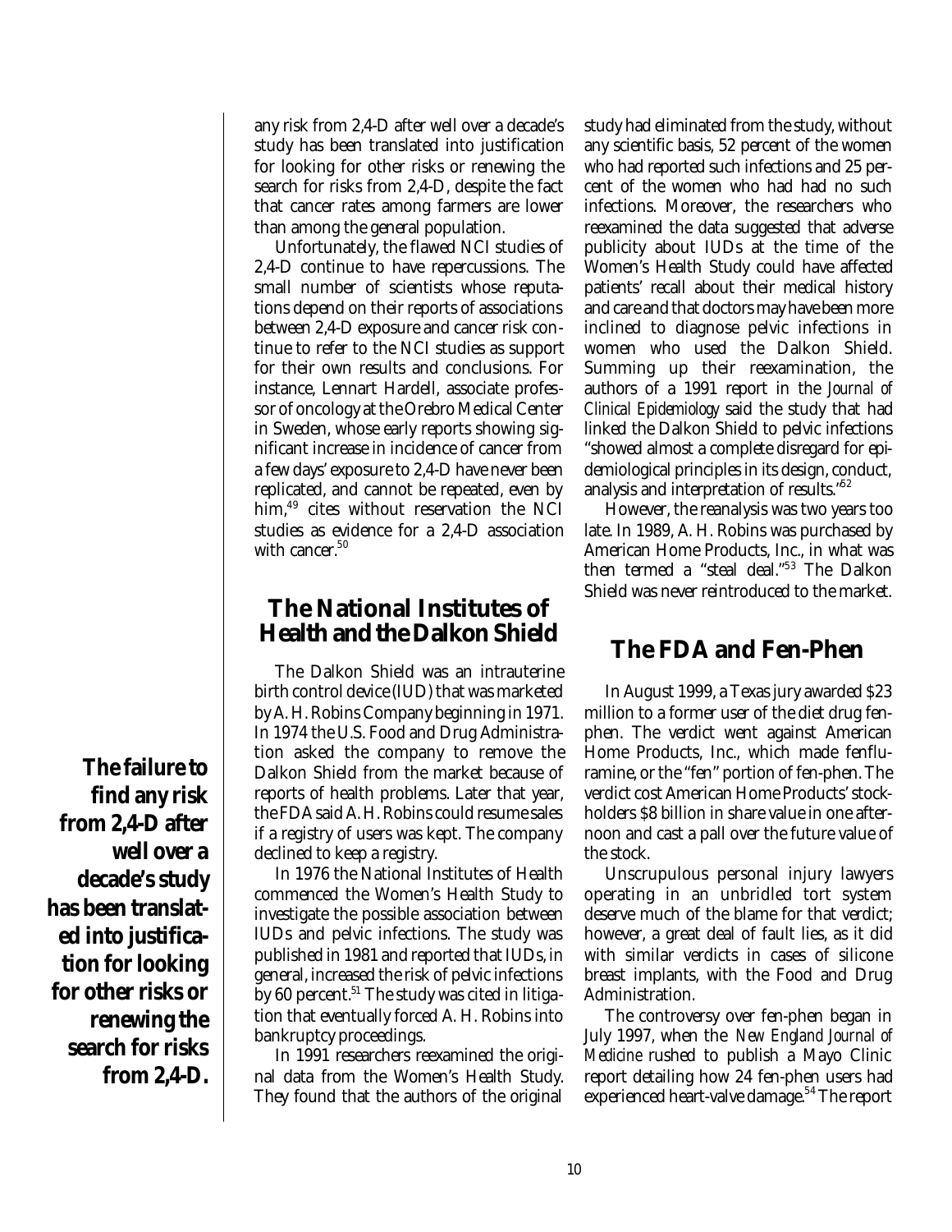any risk from 2,4-D after well over a decade's study has been translated into justification for looking for other risks or renewing the search for risks from 2,4-D, despite the fact that cancer rates among farmers are lower than among the general population.

Unfortunately, the flawed NCI studies of 2,4-D continue to have repercussions. The small number of scientists whose reputations depend on their reports of associations between 2,4-D exposure and cancer risk continue to refer to the NCI studies as support for their own results and conclusions. For instance, Lennart Hardell, associate professor of oncology at the Orebro Medical Center in Sweden, whose early reports showing significant increase in incidence of cancer from a few days' exposure to 2,4-D have never been replicated, and cannot be repeated, even by him,[49] cites without reservation the NCI studies as evidence for a 2,4-D association with cancer.[50]

**The failure to find any risk from 2,4-D after well over a decade's study has been translated into justification for looking for other risks or renewing the search for risks from 2,4-D.**

## The National Institutes of Health and the Dalkon Shield

The Dalkon Shield was an intrauterine birth control device (IUD) that was marketed by A. H. Robins Company beginning in 1971. In 1974 the U.S. Food and Drug Administration asked the company to remove the Dalkon Shield from the market because of reports of health problems. Later that year, the FDA said A. H. Robins could resume sales if a registry of users was kept. The company declined to keep a registry.

In 1976 the National Institutes of Health commenced the Women's Health Study to investigate the possible association between IUDs and pelvic infections. The study was published in 1981 and reported that IUDs, in general, increased the risk of pelvic infections by 60 percent.[51] The study was cited in litigation that eventually forced A. H. Robins into bankruptcy proceedings.

In 1991 researchers reexamined the original data from the Women's Health Study. They found that the authors of the original study had eliminated from the study, without any scientific basis, 52 percent of the women who had reported such infections and 25 percent of the women who had had no such infections. Moreover, the researchers who reexamined the data suggested that adverse publicity about IUDs at the time of the Women's Health Study could have affected patients' recall about their medical history and care and that doctors may have been more inclined to diagnose pelvic infections in women who used the Dalkon Shield. Summing up their reexamination, the authors of a 1991 report in the *Journal of Clinical Epidemiology* said the study that had linked the Dalkon Shield to pelvic infections "showed almost a complete disregard for epidemiological principles in its design, conduct, analysis and interpretation of results."[52]

However, the reanalysis was two years too late. In 1989, A. H. Robins was purchased by American Home Products, Inc., in what was then termed a "steal deal."[53] The Dalkon Shield was never reintroduced to the market.

## The FDA and Fen-Phen

In August 1999, a Texas jury awarded $23 million to a former user of the diet drug fen-phen. The verdict went against American Home Products, Inc., which made fenfluramine, or the "fen" portion of fen-phen. The verdict cost American Home Products' stockholders $8 billion in share value in one afternoon and cast a pall over the future value of the stock.

Unscrupulous personal injury lawyers operating in an unbridled tort system deserve much of the blame for that verdict; however, a great deal of fault lies, as it did with similar verdicts in cases of silicone breast implants, with the Food and Drug Administration.

The controversy over fen-phen began in July 1997, when the *New England Journal of Medicine* rushed to publish a Mayo Clinic report detailing how 24 fen-phen users had experienced heart-valve damage.[54] The report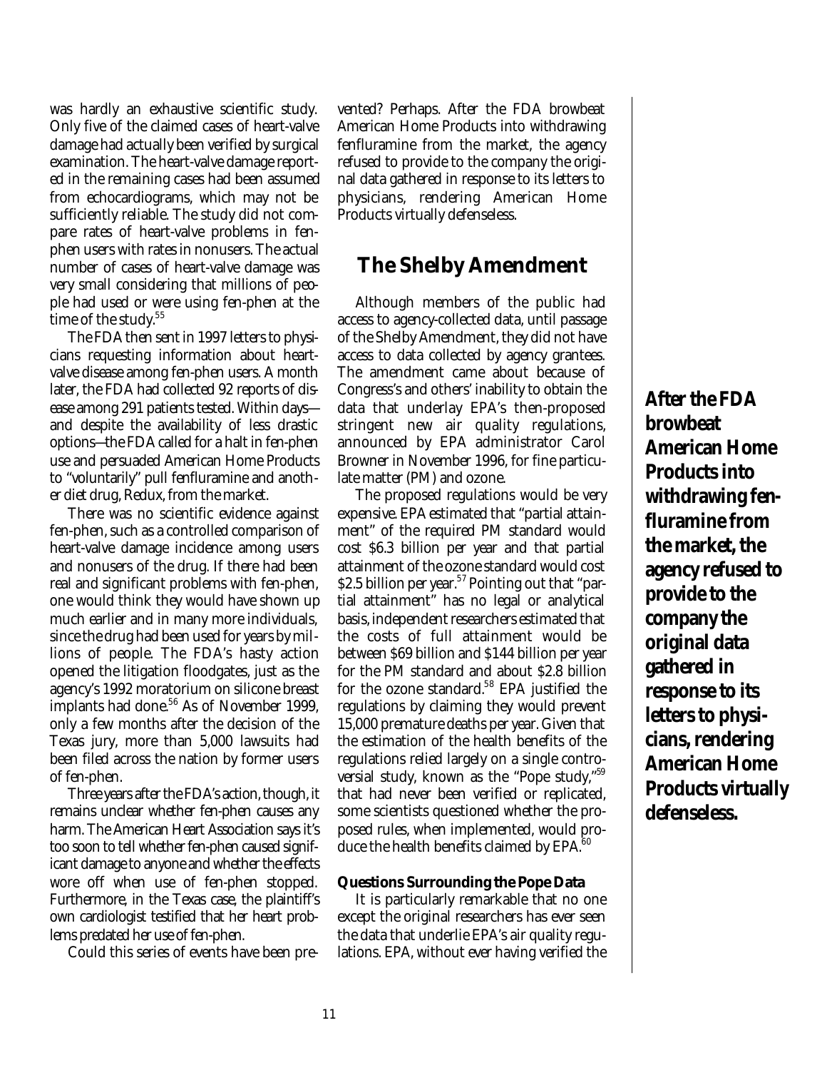was hardly an exhaustive scientific study. Only five of the claimed cases of heart-valve damage had actually been verified by surgical examination. The heart-valve damage reported in the remaining cases had been assumed from echocardiograms, which may not be sufficiently reliable. The study did not compare rates of heart-valve problems in fen-phen users with rates in nonusers. The actual number of cases of heart-valve damage was very small considering that millions of people had used or were using fen-phen at the time of the study.[55]

The FDA then sent in 1997 letters to physicians requesting information about heart-valve disease among fen-phen users. A month later, the FDA had collected 92 reports of disease among 291 patients tested. Within days—and despite the availability of less drastic options—the FDA called for a halt in fen-phen use and persuaded American Home Products to "voluntarily" pull fenfluramine and another diet drug, Redux, from the market.

There was no scientific evidence against fen-phen, such as a controlled comparison of heart-valve damage incidence among users and nonusers of the drug. If there had been real and significant problems with fen-phen, one would think they would have shown up much earlier and in many more individuals, since the drug had been used for years by millions of people. The FDA's hasty action opened the litigation floodgates, just as the agency's 1992 moratorium on silicone breast implants had done.[56] As of November 1999, only a few months after the decision of the Texas jury, more than 5,000 lawsuits had been filed across the nation by former users of fen-phen.

Three years after the FDA's action, though, it remains unclear whether fen-phen causes any harm. The American Heart Association says it's too soon to tell whether fen-phen caused significant damage to anyone and whether the effects wore off when use of fen-phen stopped. Furthermore, in the Texas case, the plaintiff's own cardiologist testified that her heart problems predated her use of fen-phen.

Could this series of events have been prevented? Perhaps. After the FDA browbeat American Home Products into withdrawing fenfluramine from the market, the agency refused to provide to the company the original data gathered in response to its letters to physicians, rendering American Home Products virtually defenseless.

**After the FDA browbeat American Home Products into withdrawing fenfluramine from the market, the agency refused to provide to the company the original data gathered in response to its letters to physicians, rendering American Home Products virtually defenseless.**

## The Shelby Amendment

Although members of the public had access to agency-collected data, until passage of the Shelby Amendment, they did not have access to data collected by agency grantees. The amendment came about because of Congress's and others' inability to obtain the data that underlay EPA's then-proposed stringent new air quality regulations, announced by EPA administrator Carol Browner in November 1996, for fine particulate matter (PM) and ozone.

The proposed regulations would be very expensive. EPA estimated that "partial attainment" of the required PM standard would cost \$6.3 billion per year and that partial attainment of the ozone standard would cost \$2.5 billion per year.[57] Pointing out that "partial attainment" has no legal or analytical basis, independent researchers estimated that the costs of full attainment would be between \$69 billion and \$144 billion per year for the PM standard and about \$2.8 billion for the ozone standard.[58] EPA justified the regulations by claiming they would prevent 15,000 premature deaths per year. Given that the estimation of the health benefits of the regulations relied largely on a single controversial study, known as the "Pope study,"[59] that had never been verified or replicated, some scientists questioned whether the proposed rules, when implemented, would produce the health benefits claimed by EPA.[60]

### Questions Surrounding the Pope Data

It is particularly remarkable that no one except the original researchers has ever seen the data that underlie EPA's air quality regulations. EPA, without ever having verified the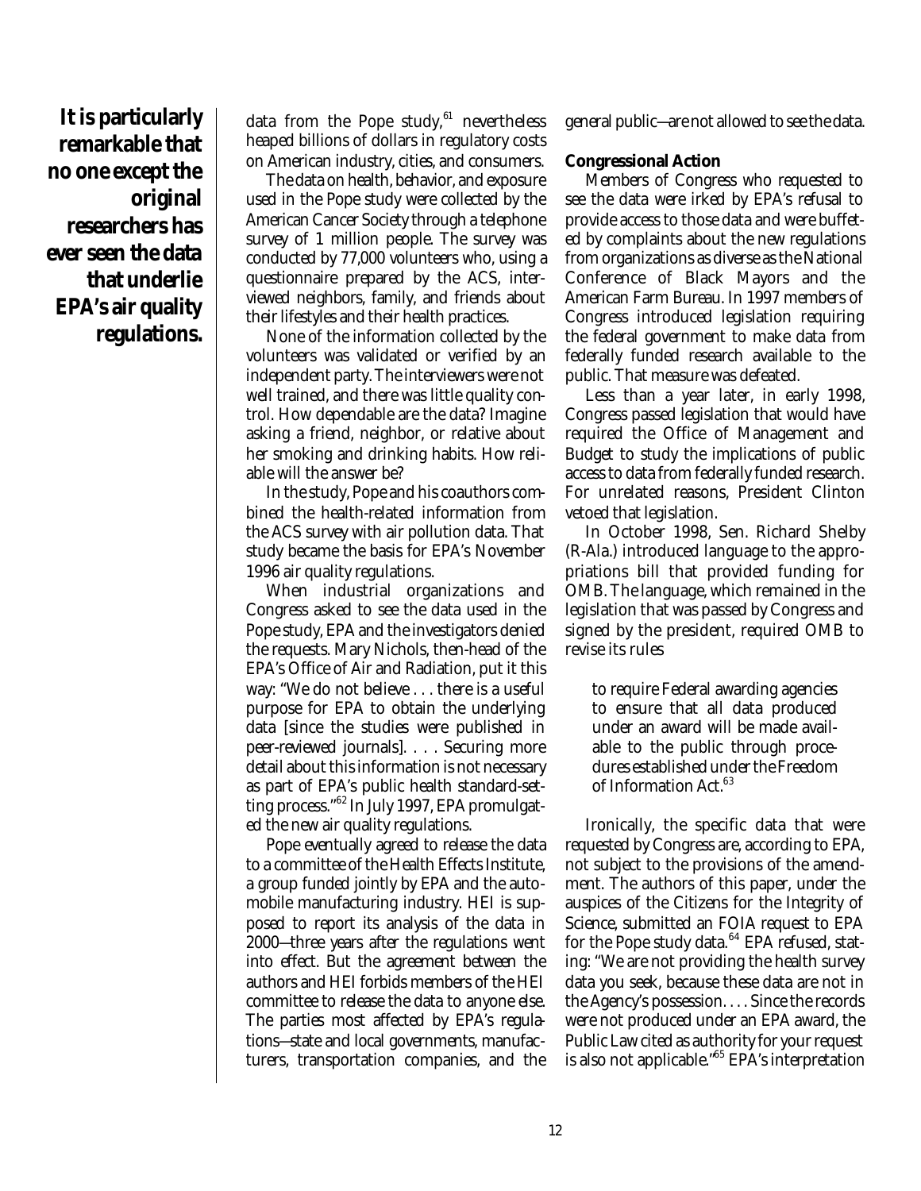**It is particularly remarkable that no one except the original researchers has ever seen the data that underlie EPA's air quality regulations.**

data from the Pope study,[61] nevertheless heaped billions of dollars in regulatory costs on American industry, cities, and consumers.

The data on health, behavior, and exposure used in the Pope study were collected by the American Cancer Society through a telephone survey of 1 million people. The survey was conducted by 77,000 volunteers who, using a questionnaire prepared by the ACS, interviewed neighbors, family, and friends about their lifestyles and their health practices.

None of the information collected by the volunteers was validated or verified by an independent party. The interviewers were not well trained, and there was little quality control. How dependable are the data? Imagine asking a friend, neighbor, or relative about her smoking and drinking habits. How reliable will the answer be?

In the study, Pope and his coauthors combined the health-related information from the ACS survey with air pollution data. That study became the basis for EPA's November 1996 air quality regulations.

When industrial organizations and Congress asked to see the data used in the Pope study, EPA and the investigators denied the requests. Mary Nichols, then-head of the EPA's Office of Air and Radiation, put it this way: "We do not believe . . . there is a useful purpose for EPA to obtain the underlying data [since the studies were published in peer-reviewed journals]. . . . Securing more detail about this information is not necessary as part of EPA's public health standard-setting process."[62] In July 1997, EPA promulgated the new air quality regulations.

Pope eventually agreed to release the data to a committee of the Health Effects Institute, a group funded jointly by EPA and the automobile manufacturing industry. HEI is supposed to report its analysis of the data in 2000—three years after the regulations went into effect. But the agreement between the authors and HEI forbids members of the HEI committee to release the data to anyone else. The parties most affected by EPA's regulations—state and local governments, manufacturers, transportation companies, and the general public—are not allowed to see the data.

**Congressional Action**

Members of Congress who requested to see the data were irked by EPA's refusal to provide access to those data and were buffeted by complaints about the new regulations from organizations as diverse as the National Conference of Black Mayors and the American Farm Bureau. In 1997 members of Congress introduced legislation requiring the federal government to make data from federally funded research available to the public. That measure was defeated.

Less than a year later, in early 1998, Congress passed legislation that would have required the Office of Management and Budget to study the implications of public access to data from federally funded research. For unrelated reasons, President Clinton vetoed that legislation.

In October 1998, Sen. Richard Shelby (R-Ala.) introduced language to the appropriations bill that provided funding for OMB. The language, which remained in the legislation that was passed by Congress and signed by the president, required OMB to revise its rules

> to require Federal awarding agencies to ensure that all data produced under an award will be made available to the public through procedures established under the Freedom of Information Act.[63]

Ironically, the specific data that were requested by Congress are, according to EPA, not subject to the provisions of the amendment. The authors of this paper, under the auspices of the Citizens for the Integrity of Science, submitted an FOIA request to EPA for the Pope study data.[64] EPA refused, stating: "We are not providing the health survey data you seek, because these data are not in the Agency's possession. . . . Since the records were not produced under an EPA award, the Public Law cited as authority for your request is also not applicable."[65] EPA's interpretation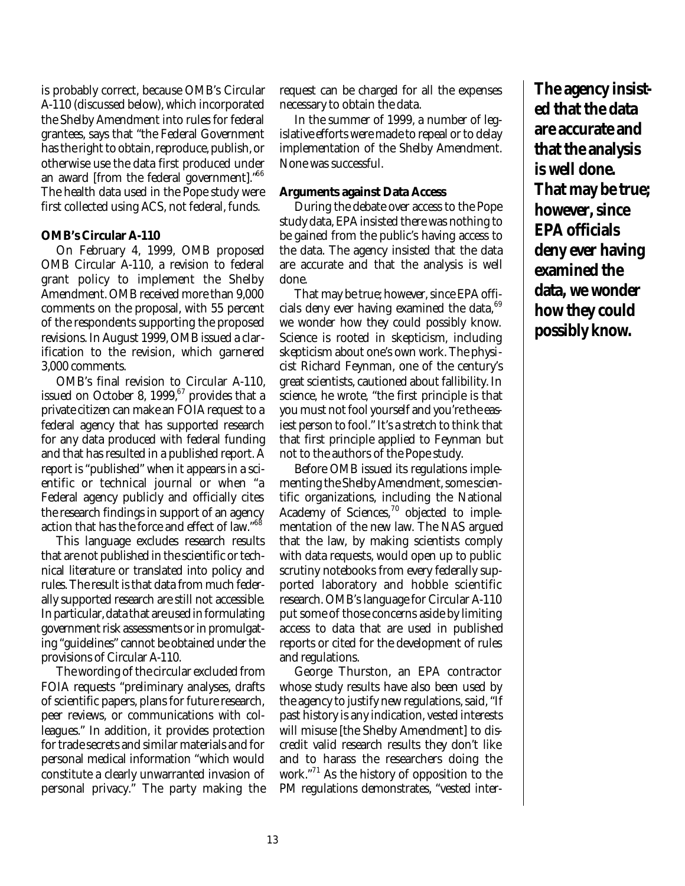is probably correct, because OMB's Circular A-110 (discussed below), which incorporated the Shelby Amendment into rules for federal grantees, says that "the Federal Government has the right to obtain, reproduce, publish, or otherwise use the data first produced under an award [from the federal government]."[66] The health data used in the Pope study were first collected using ACS, not federal, funds.

### OMB's Circular A-110

On February 4, 1999, OMB proposed OMB Circular A-110, a revision to federal grant policy to implement the Shelby Amendment. OMB received more than 9,000 comments on the proposal, with 55 percent of the respondents supporting the proposed revisions. In August 1999, OMB issued a clarification to the revision, which garnered 3,000 comments.

OMB's final revision to Circular A-110, issued on October 8, 1999,[67] provides that a private citizen can make an FOIA request to a federal agency that has supported research for any data produced with federal funding and that has resulted in a published report. A report is "published" when it appears in a scientific or technical journal or when "a Federal agency publicly and officially cites the research findings in support of an agency action that has the force and effect of law."[68]

This language excludes research results that are not published in the scientific or technical literature or translated into policy and rules. The result is that data from much federally supported research are still not accessible. In particular, data that are used in formulating government risk assessments or in promulgating "guidelines" cannot be obtained under the provisions of Circular A-110.

The wording of the circular excluded from FOIA requests "preliminary analyses, drafts of scientific papers, plans for future research, peer reviews, or communications with colleagues." In addition, it provides protection for trade secrets and similar materials and for personal medical information "which would constitute a clearly unwarranted invasion of personal privacy." The party making the request can be charged for all the expenses necessary to obtain the data.

In the summer of 1999, a number of legislative efforts were made to repeal or to delay implementation of the Shelby Amendment. None was successful.

### Arguments against Data Access

During the debate over access to the Pope study data, EPA insisted there was nothing to be gained from the public's having access to the data. The agency insisted that the data are accurate and that the analysis is well done.

That may be true; however, since EPA officials deny ever having examined the data,[69] we wonder how they could possibly know. Science is rooted in skepticism, including skepticism about one's own work. The physicist Richard Feynman, one of the century's great scientists, cautioned about fallibility. In science, he wrote, "the first principle is that you must not fool yourself and you're the easiest person to fool." It's a stretch to think that that first principle applied to Feynman but not to the authors of the Pope study.

Before OMB issued its regulations implementing the Shelby Amendment, some scientific organizations, including the National Academy of Sciences,[70] objected to implementation of the new law. The NAS argued that the law, by making scientists comply with data requests, would open up to public scrutiny notebooks from every federally supported laboratory and hobble scientific research. OMB's language for Circular A-110 put some of those concerns aside by limiting access to data that are used in published reports or cited for the development of rules and regulations.

George Thurston, an EPA contractor whose study results have also been used by the agency to justify new regulations, said, "If past history is any indication, vested interests will misuse [the Shelby Amendment] to discredit valid research results they don't like and to harass the researchers doing the work."[71] As the history of opposition to the PM regulations demonstrates, "vested inter-

**The agency insisted that the data are accurate and that the analysis is well done. That may be true; however, since EPA officials deny ever having examined the data, we wonder how they could possibly know.**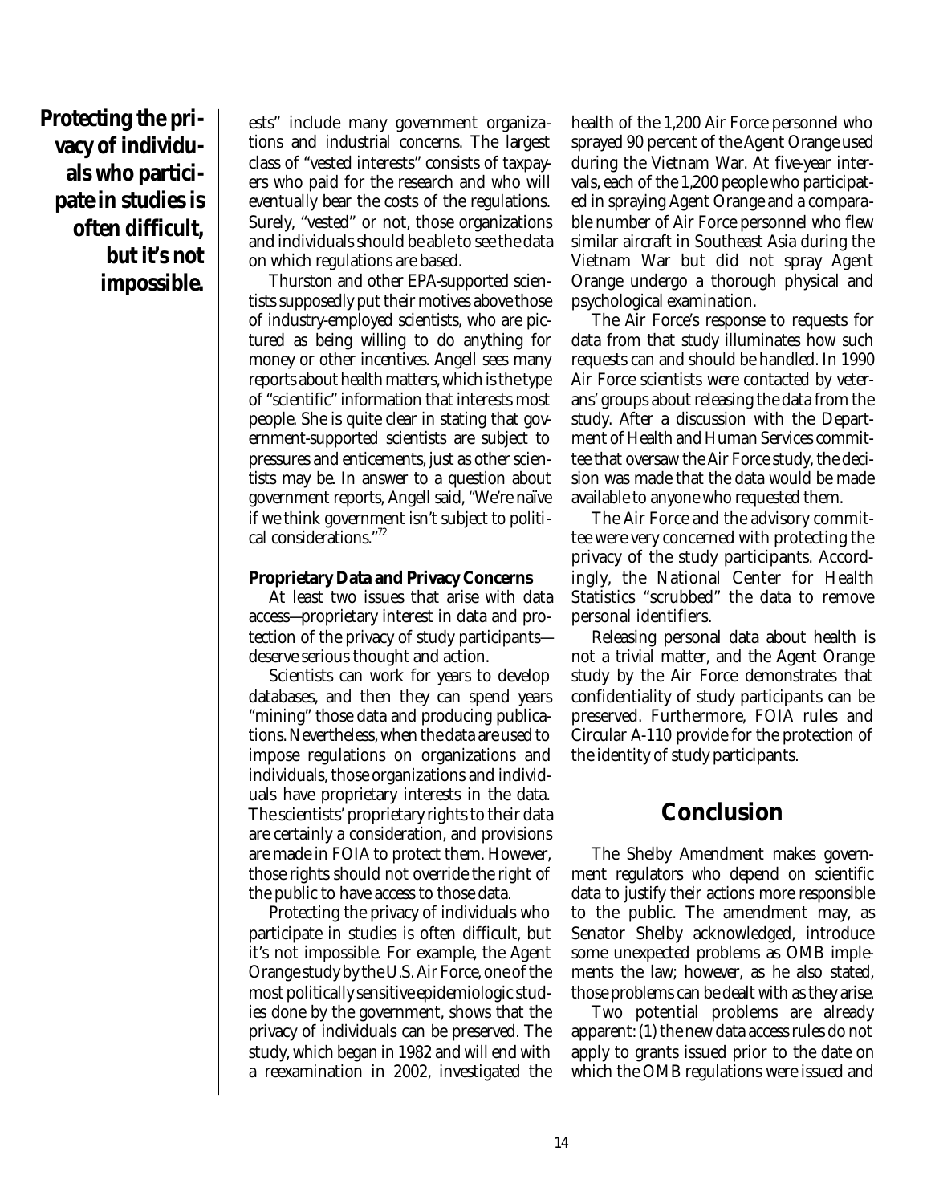**Protecting the privacy of individuals who participate in studies is often difficult, but it's not impossible.**

ests" include many government organizations and industrial concerns. The largest class of "vested interests" consists of taxpayers who paid for the research and who will eventually bear the costs of the regulations. Surely, "vested" or not, those organizations and individuals should be able to see the data on which regulations are based.

Thurston and other EPA-supported scientists supposedly put their motives above those of industry-employed scientists, who are pictured as being willing to do anything for money or other incentives. Angell sees many reports about health matters, which is the type of "scientific" information that interests most people. She is quite clear in stating that government-supported scientists are subject to pressures and enticements, just as other scientists may be. In answer to a question about government reports, Angell said, "We're naïve if we think government isn't subject to political considerations."[72]

### Proprietary Data and Privacy Concerns

At least two issues that arise with data access—proprietary interest in data and protection of the privacy of study participants—deserve serious thought and action.

Scientists can work for years to develop databases, and then they can spend years "mining" those data and producing publications. Nevertheless, when the data are used to impose regulations on organizations and individuals, those organizations and individuals have proprietary interests in the data. The scientists' proprietary rights to their data are certainly a consideration, and provisions are made in FOIA to protect them. However, those rights should not override the right of the public to have access to those data.

Protecting the privacy of individuals who participate in studies is often difficult, but it's not impossible. For example, the Agent Orange study by the U.S. Air Force, one of the most politically sensitive epidemiologic studies done by the government, shows that the privacy of individuals can be preserved. The study, which began in 1982 and will end with a reexamination in 2002, investigated the health of the 1,200 Air Force personnel who sprayed 90 percent of the Agent Orange used during the Vietnam War. At five-year intervals, each of the 1,200 people who participated in spraying Agent Orange and a comparable number of Air Force personnel who flew similar aircraft in Southeast Asia during the Vietnam War but did not spray Agent Orange undergo a thorough physical and psychological examination.

The Air Force's response to requests for data from that study illuminates how such requests can and should be handled. In 1990 Air Force scientists were contacted by veterans' groups about releasing the data from the study. After a discussion with the Department of Health and Human Services committee that oversaw the Air Force study, the decision was made that the data would be made available to anyone who requested them.

The Air Force and the advisory committee were very concerned with protecting the privacy of the study participants. Accordingly, the National Center for Health Statistics "scrubbed" the data to remove personal identifiers.

Releasing personal data about health is not a trivial matter, and the Agent Orange study by the Air Force demonstrates that confidentiality of study participants can be preserved. Furthermore, FOIA rules and Circular A-110 provide for the protection of the identity of study participants.

## Conclusion

The Shelby Amendment makes government regulators who depend on scientific data to justify their actions more responsible to the public. The amendment may, as Senator Shelby acknowledged, introduce some unexpected problems as OMB implements the law; however, as he also stated, those problems can be dealt with as they arise.

Two potential problems are already apparent: (1) the new data access rules do not apply to grants issued prior to the date on which the OMB regulations were issued and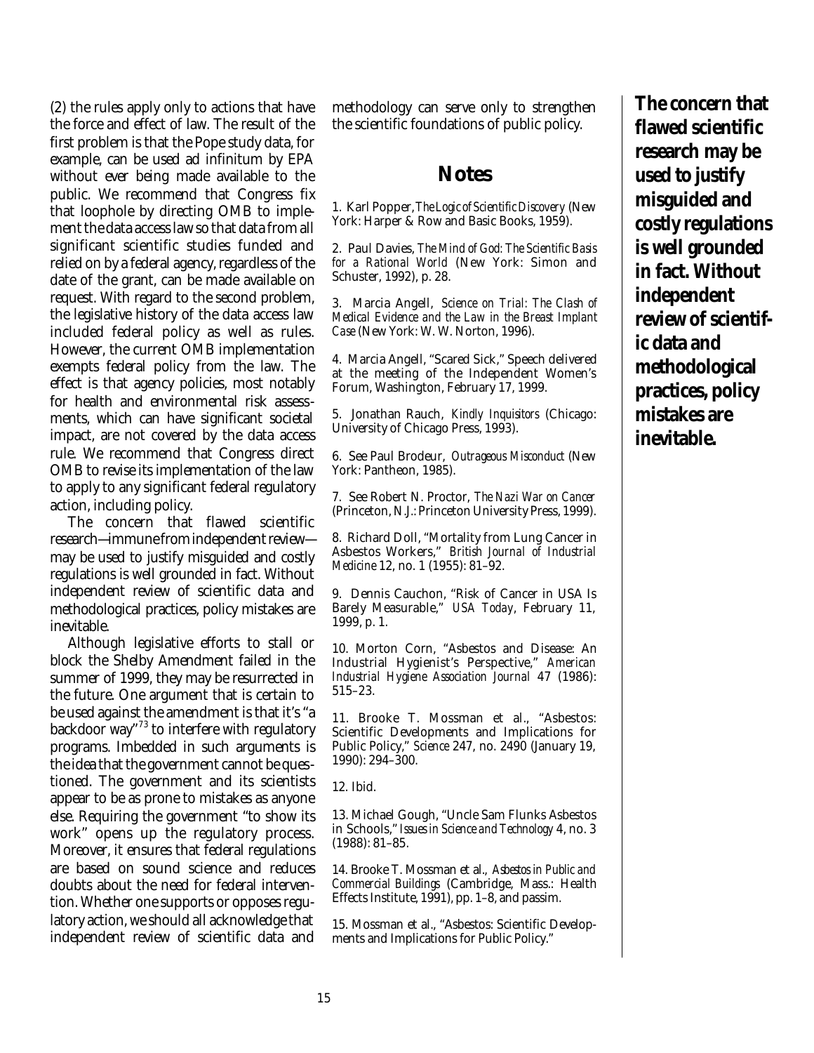(2) the rules apply only to actions that have the force and effect of law. The result of the first problem is that the Pope study data, for example, can be used ad infinitum by EPA without ever being made available to the public. We recommend that Congress fix that loophole by directing OMB to implement the data access law so that data from all significant scientific studies funded and relied on by a federal agency, regardless of the date of the grant, can be made available on request. With regard to the second problem, the legislative history of the data access law included federal policy as well as rules. However, the current OMB implementation exempts federal policy from the law. The effect is that agency policies, most notably for health and environmental risk assessments, which can have significant societal impact, are not covered by the data access rule. We recommend that Congress direct OMB to revise its implementation of the law to apply to any significant federal regulatory action, including policy.

The concern that flawed scientific research—immune from independent review—may be used to justify misguided and costly regulations is well grounded in fact. Without independent review of scientific data and methodological practices, policy mistakes are inevitable.

Although legislative efforts to stall or block the Shelby Amendment failed in the summer of 1999, they may be resurrected in the future. One argument that is certain to be used against the amendment is that it's "a backdoor way"[73] to interfere with regulatory programs. Imbedded in such arguments is the idea that the government cannot be questioned. The government and its scientists appear to be as prone to mistakes as anyone else. Requiring the government "to show its work" opens up the regulatory process. Moreover, it ensures that federal regulations are based on sound science and reduces doubts about the need for federal intervention. Whether one supports or opposes regulatory action, we should all acknowledge that independent review of scientific data and methodology can serve only to strengthen the scientific foundations of public policy.

**The concern that flawed scientific research may be used to justify misguided and costly regulations is well grounded in fact. Without independent review of scientific data and methodological practices, policy mistakes are inevitable.**

## Notes

1. Karl Popper, *The Logic of Scientific Discovery* (New York: Harper & Row and Basic Books, 1959).

2. Paul Davies, *The Mind of God: The Scientific Basis for a Rational World* (New York: Simon and Schuster, 1992), p. 28.

3. Marcia Angell, *Science on Trial: The Clash of Medical Evidence and the Law in the Breast Implant Case* (New York: W. W. Norton, 1996).

4. Marcia Angell, "Scared Sick," Speech delivered at the meeting of the Independent Women's Forum, Washington, February 17, 1999.

5. Jonathan Rauch, *Kindly Inquisitors* (Chicago: University of Chicago Press, 1993).

6. See Paul Brodeur, *Outrageous Misconduct* (New York: Pantheon, 1985).

7. See Robert N. Proctor, *The Nazi War on Cancer* (Princeton, N.J.: Princeton University Press, 1999).

8. Richard Doll, "Mortality from Lung Cancer in Asbestos Workers," *British Journal of Industrial Medicine* 12, no. 1 (1955): 81–92.

9. Dennis Cauchon, "Risk of Cancer in USA Is Barely Measurable," *USA Today*, February 11, 1999, p. 1.

10. Morton Corn, "Asbestos and Disease: An Industrial Hygienist's Perspective," *American Industrial Hygiene Association Journal* 47 (1986): 515–23.

11. Brooke T. Mossman et al., "Asbestos: Scientific Developments and Implications for Public Policy," *Science* 247, no. 2490 (January 19, 1990): 294–300.

12. Ibid.

13. Michael Gough, "Uncle Sam Flunks Asbestos in Schools," *Issues in Science and Technology* 4, no. 3 (1988): 81–85.

14. Brooke T. Mossman et al., *Asbestos in Public and Commercial Buildings* (Cambridge, Mass.: Health Effects Institute, 1991), pp. 1–8, and passim.

15. Mossman et al., "Asbestos: Scientific Developments and Implications for Public Policy."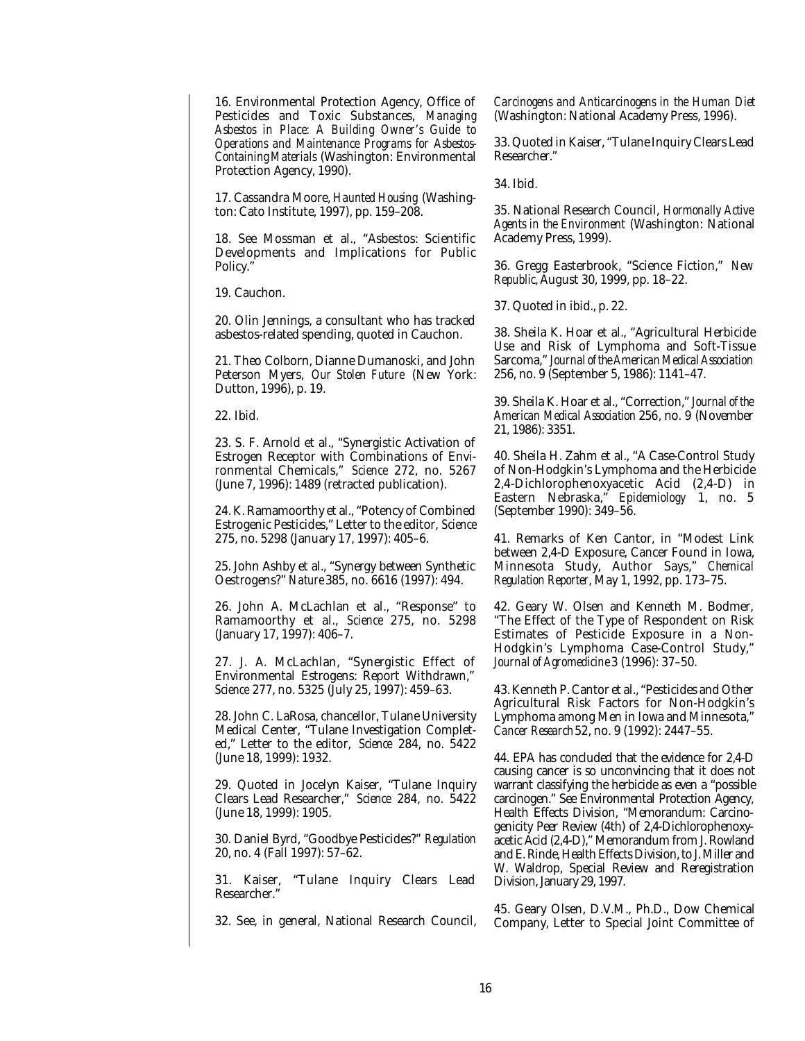16. Environmental Protection Agency, Office of Pesticides and Toxic Substances, *Managing Asbestos in Place: A Building Owner's Guide to Operations and Maintenance Programs for Asbestos-Containing Materials* (Washington: Environmental Protection Agency, 1990).

17. Cassandra Moore, *Haunted Housing* (Washington: Cato Institute, 1997), pp. 159–208.

18. See Mossman et al., "Asbestos: Scientific Developments and Implications for Public Policy."

19. Cauchon.

20. Olin Jennings, a consultant who has tracked asbestos-related spending, quoted in Cauchon.

21. Theo Colborn, Dianne Dumanoski, and John Peterson Myers, *Our Stolen Future* (New York: Dutton, 1996), p. 19.

22. Ibid.

23. S. F. Arnold et al., "Synergistic Activation of Estrogen Receptor with Combinations of Environmental Chemicals," *Science* 272, no. 5267 (June 7, 1996): 1489 (retracted publication).

24. K. Ramamoorthy et al., "Potency of Combined Estrogenic Pesticides," Letter to the editor, *Science* 275, no. 5298 (January 17, 1997): 405–6.

25. John Ashby et al., "Synergy between Synthetic Oestrogens?" *Nature* 385, no. 6616 (1997): 494.

26. John A. McLachlan et al., "Response" to Ramamoorthy et al., *Science* 275, no. 5298 (January 17, 1997): 406–7.

27. J. A. McLachlan, "Synergistic Effect of Environmental Estrogens: Report Withdrawn," *Science* 277, no. 5325 (July 25, 1997): 459–63.

28. John C. LaRosa, chancellor, Tulane University Medical Center, "Tulane Investigation Completed," Letter to the editor, *Science* 284, no. 5422 (June 18, 1999): 1932.

29. Quoted in Jocelyn Kaiser, "Tulane Inquiry Clears Lead Researcher," *Science* 284, no. 5422 (June 18, 1999): 1905.

30. Daniel Byrd, "Goodbye Pesticides?" *Regulation* 20, no. 4 (Fall 1997): 57–62.

31. Kaiser, "Tulane Inquiry Clears Lead Researcher."

32. See, in general, National Research Council, *Carcinogens and Anticarcinogens in the Human Diet* (Washington: National Academy Press, 1996).

33. Quoted in Kaiser, "Tulane Inquiry Clears Lead Researcher."

34. Ibid.

35. National Research Council, *Hormonally Active Agents in the Environment* (Washington: National Academy Press, 1999).

36. Gregg Easterbrook, "Science Fiction," *New Republic*, August 30, 1999, pp. 18–22.

37. Quoted in ibid., p. 22.

38. Sheila K. Hoar et al., "Agricultural Herbicide Use and Risk of Lymphoma and Soft-Tissue Sarcoma," *Journal of the American Medical Association* 256, no. 9 (September 5, 1986): 1141–47.

39. Sheila K. Hoar et al., "Correction," *Journal of the American Medical Association* 256, no. 9 (November 21, 1986): 3351.

40. Sheila H. Zahm et al., "A Case-Control Study of Non-Hodgkin's Lymphoma and the Herbicide 2,4-Dichlorophenoxyacetic Acid (2,4-D) in Eastern Nebraska," *Epidemiology* 1, no. 5 (September 1990): 349–56.

41. Remarks of Ken Cantor, in "Modest Link between 2,4-D Exposure, Cancer Found in Iowa, Minnesota Study, Author Says," *Chemical Regulation Reporter*, May 1, 1992, pp. 173–75.

42. Geary W. Olsen and Kenneth M. Bodmer, "The Effect of the Type of Respondent on Risk Estimates of Pesticide Exposure in a Non-Hodgkin's Lymphoma Case-Control Study," *Journal of Agromedicine* 3 (1996): 37–50.

43. Kenneth P. Cantor et al., "Pesticides and Other Agricultural Risk Factors for Non-Hodgkin's Lymphoma among Men in Iowa and Minnesota," *Cancer Research* 52, no. 9 (1992): 2447–55.

44. EPA has concluded that the evidence for 2,4-D causing cancer is so unconvincing that it does not warrant classifying the herbicide as even a "possible carcinogen." See Environmental Protection Agency, Health Effects Division, "Memorandum: Carcinogenicity Peer Review (4th) of 2,4-Dichlorophenoxyacetic Acid (2,4-D)," Memorandum from J. Rowland and E. Rinde, Health Effects Division, to J. Miller and W. Waldrop, Special Review and Reregistration Division, January 29, 1997.

45. Geary Olsen, D.V.M., Ph.D., Dow Chemical Company, Letter to Special Joint Committee of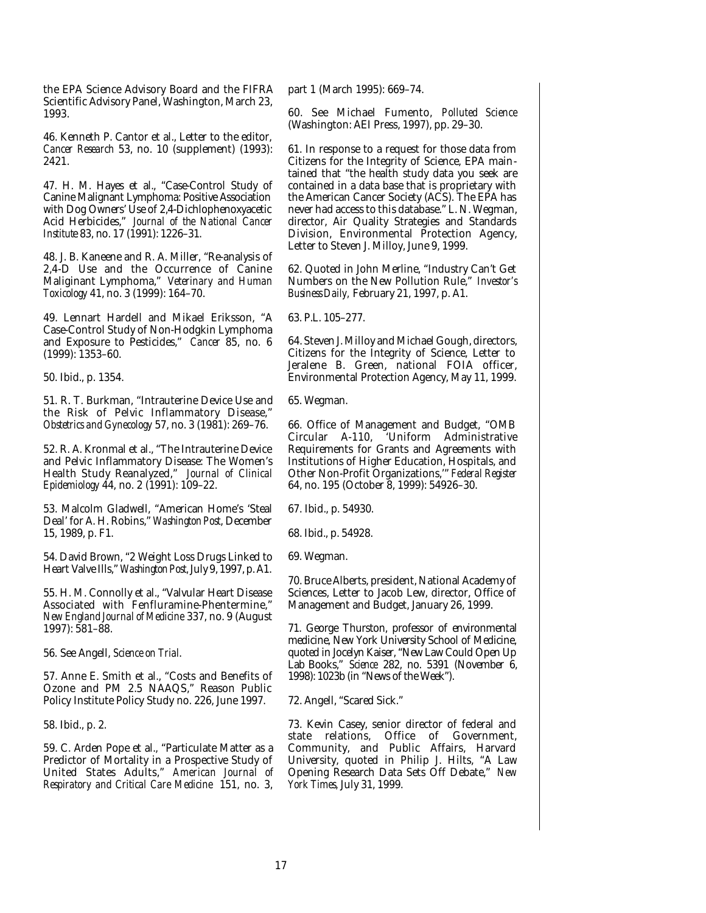the EPA Science Advisory Board and the FIFRA Scientific Advisory Panel, Washington, March 23, 1993.

46. Kenneth P. Cantor et al., Letter to the editor, *Cancer Research* 53, no. 10 (supplement) (1993): 2421.

47. H. M. Hayes et al., "Case-Control Study of Canine Malignant Lymphoma: Positive Association with Dog Owners' Use of 2,4-Dichlophenoxyacetic Acid Herbicides," *Journal of the National Cancer Institute* 83, no. 17 (1991): 1226–31.

48. J. B. Kaneene and R. A. Miller, "Re-analysis of 2,4-D Use and the Occurrence of Canine Maliginant Lymphoma," *Veterinary and Human Toxicology* 41, no. 3 (1999): 164–70.

49. Lennart Hardell and Mikael Eriksson, "A Case-Control Study of Non-Hodgkin Lymphoma and Exposure to Pesticides," *Cancer* 85, no. 6 (1999): 1353–60.

50. Ibid., p. 1354.

51. R. T. Burkman, "Intrauterine Device Use and the Risk of Pelvic Inflammatory Disease," *Obstetrics and Gynecology* 57, no. 3 (1981): 269–76.

52. R. A. Kronmal et al., "The Intrauterine Device and Pelvic Inflammatory Disease: The Women's Health Study Reanalyzed," *Journal of Clinical Epidemiology* 44, no. 2 (1991): 109–22.

53. Malcolm Gladwell, "American Home's 'Steal Deal' for A. H. Robins," *Washington Post*, December 15, 1989, p. F1.

54. David Brown, "2 Weight Loss Drugs Linked to Heart Valve Ills," *Washington Post*, July 9, 1997, p. A1.

55. H. M. Connolly et al., "Valvular Heart Disease Associated with Fenfluramine-Phentermine," *New England Journal of Medicine* 337, no. 9 (August 1997): 581–88.

56. See Angell, *Science on Trial*.

57. Anne E. Smith et al., "Costs and Benefits of Ozone and PM 2.5 NAAQS," Reason Public Policy Institute Policy Study no. 226, June 1997.

58. Ibid., p. 2.

59. C. Arden Pope et al., "Particulate Matter as a Predictor of Mortality in a Prospective Study of United States Adults," *American Journal of Respiratory and Critical Care Medicine* 151, no. 3, part 1 (March 1995): 669–74.

60. See Michael Fumento, *Polluted Science* (Washington: AEI Press, 1997), pp. 29–30.

61. In response to a request for those data from Citizens for the Integrity of Science, EPA maintained that "the health study data you seek are contained in a data base that is proprietary with the American Cancer Society (ACS). The EPA has never had access to this database." L. N. Wegman, director, Air Quality Strategies and Standards Division, Environmental Protection Agency, Letter to Steven J. Milloy, June 9, 1999.

62. Quoted in John Merline, "Industry Can't Get Numbers on the New Pollution Rule," *Investor's Business Daily*, February 21, 1997, p. A1.

63. P.L. 105–277.

64. Steven J. Milloy and Michael Gough, directors, Citizens for the Integrity of Science, Letter to Jeralene B. Green, national FOIA officer, Environmental Protection Agency, May 11, 1999.

65. Wegman.

66. Office of Management and Budget, "OMB Circular A-110, 'Uniform Administrative Requirements for Grants and Agreements with Institutions of Higher Education, Hospitals, and Other Non-Profit Organizations,'" *Federal Register* 64, no. 195 (October 8, 1999): 54926–30.

67. Ibid., p. 54930.

68. Ibid., p. 54928.

69. Wegman.

70. Bruce Alberts, president, National Academy of Sciences, Letter to Jacob Lew, director, Office of Management and Budget, January 26, 1999.

71. George Thurston, professor of environmental medicine, New York University School of Medicine, quoted in Jocelyn Kaiser, "New Law Could Open Up Lab Books," *Science* 282, no. 5391 (November 6, 1998): 1023b (in "News of the Week").

72. Angell, "Scared Sick."

73. Kevin Casey, senior director of federal and state relations, Office of Government, Community, and Public Affairs, Harvard University, quoted in Philip J. Hilts, "A Law Opening Research Data Sets Off Debate," *New York Times*, July 31, 1999.